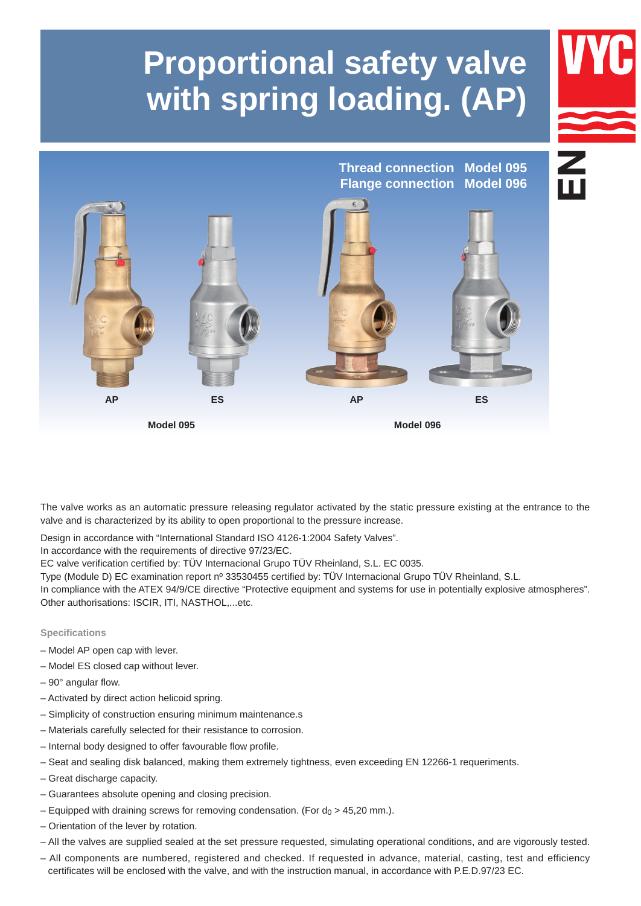# Proportional safety valve with spring loading. (AP)

VYC

EN

**Thread connection** **Model 095**
**Flange connection** **Model 096**

**AP** **ES** **AP** **ES**

**Model 095** **Model 096**

The valve works as an automatic pressure releasing regulator activated by the static pressure existing at the entrance to the valve and is characterized by its ability to open proportional to the pressure increase.

Design in accordance with "International Standard ISO 4126-1:2004 Safety Valves".
In accordance with the requirements of directive 97/23/EC.
EC valve verification certified by: TÜV Internacional Grupo TÜV Rheinland, S.L. EC 0035.
Type (Module D) EC examination report nº 33530455 certified by: TÜV Internacional Grupo TÜV Rheinland, S.L.
In compliance with the ATEX 94/9/CE directive "Protective equipment and systems for use in potentially explosive atmospheres".
Other authorisations: ISCIR, ITI, NASTHOL,...etc.

## Specifications

- Model AP open cap with lever.
- Model ES closed cap without lever.
- 90° angular flow.
- Activated by direct action helicoid spring.
- Simplicity of construction ensuring minimum maintenance.s
- Materials carefully selected for their resistance to corrosion.
- Internal body designed to offer favourable flow profile.
- Seat and sealing disk balanced, making them extremely tightness, even exceeding EN 12266-1 requeriments.
- Great discharge capacity.
- Guarantees absolute opening and closing precision.
- Equipped with draining screws for removing condensation. (For $d_0$ > 45,20 mm.).
- Orientation of the lever by rotation.
- All the valves are supplied sealed at the set pressure requested, simulating operational conditions, and are vigorously tested.
- All components are numbered, registered and checked. If requested in advance, material, casting, test and efficiency certificates will be enclosed with the valve, and with the instruction manual, in accordance with P.E.D.97/23 EC.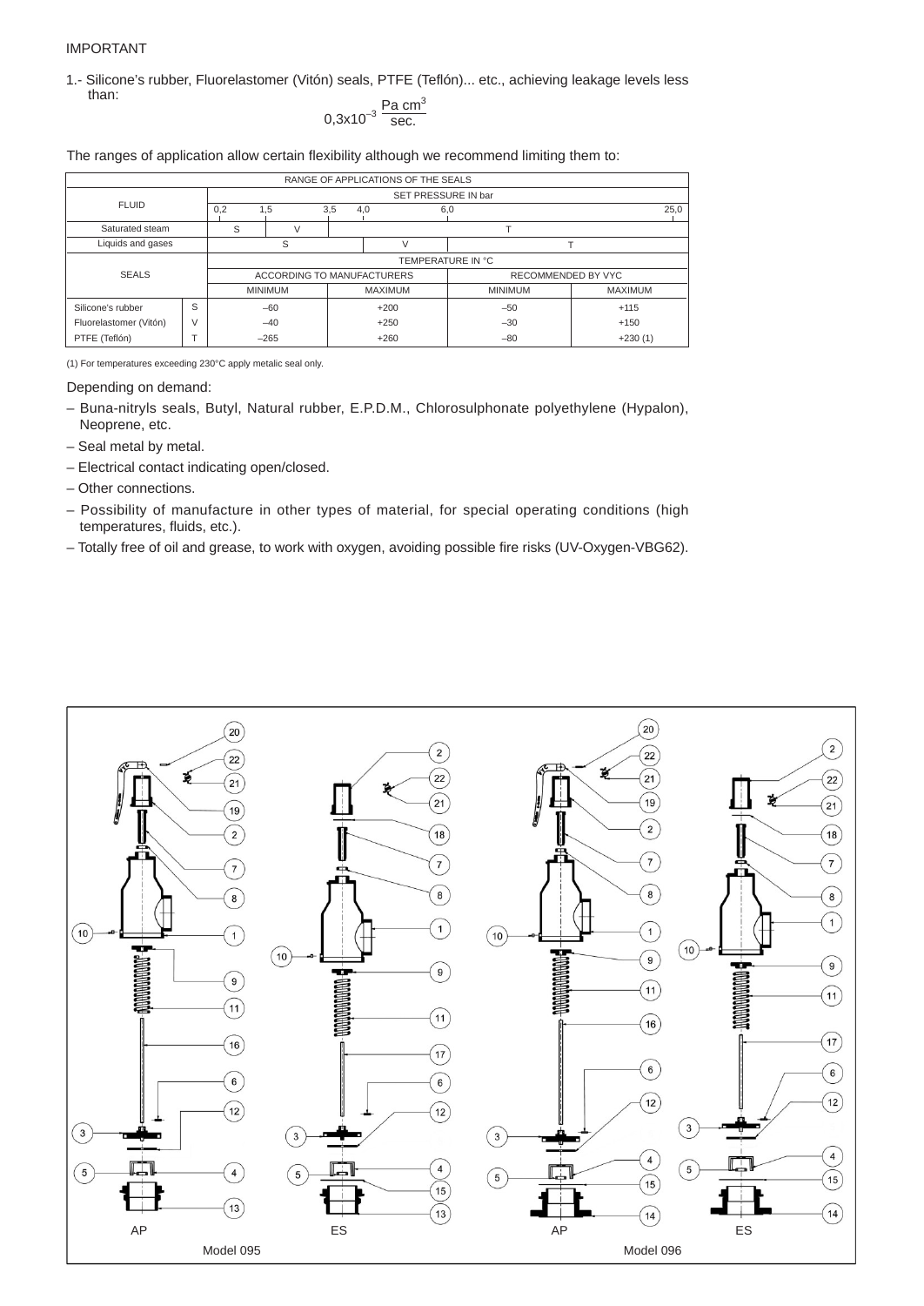IMPORTANT

1.- Silicone's rubber, Fluorelastomer (Vitón) seals, PTFE (Teflón)... etc., achieving leakage levels less than:

$$0{,}3 \times 10^{-3} \ \frac{\text{Pa cm}^3}{\text{sec.}}$$

The ranges of application allow certain flexibility although we recommend limiting them to:

| RANGE OF APPLICATIONS OF THE SEALS | | | | | |
|---|---|---|---|---|---|
| FLUID | | SET PRESSURE IN bar: 0,2 – 1,5 – 3,5 – 4,0 – 6,0 – 25,0 | | | |
| Saturated steam | | S (0,2–1,5) | V (1,5–3,5) | T (3,5–25,0) | |
| Liquids and gases | | S (0,2–4,0) | V (4,0–6,0) | T (6,0–25,0) | |
| SEALS | | TEMPERATURE IN °C | | | |
| | | ACCORDING TO MANUFACTURERS | | RECOMMENDED BY VYC | |
| | | MINIMUM | MAXIMUM | MINIMUM | MAXIMUM |
| Silicone's rubber | S | –60 | +200 | –50 | +115 |
| Fluorelastomer (Vitón) | V | –40 | +250 | –30 | +150 |
| PTFE (Teflón) | T | –265 | +260 | –80 | +230 (1) |

(1) For temperatures exceeding 230°C apply metalic seal only.

Depending on demand:

– Buna-nitryls seals, Butyl, Natural rubber, E.P.D.M., Chlorosulphonate polyethylene (Hypalon), Neoprene, etc.

– Seal metal by metal.

– Electrical contact indicating open/closed.

– Other connections.

– Possibility of manufacture in other types of material, for special operating conditions (high temperatures, fluids, etc.).

– Totally free of oil and grease, to work with oxygen, avoiding possible fire risks (UV-Oxygen-VBG62).

AP ES AP ES

Model 095 Model 096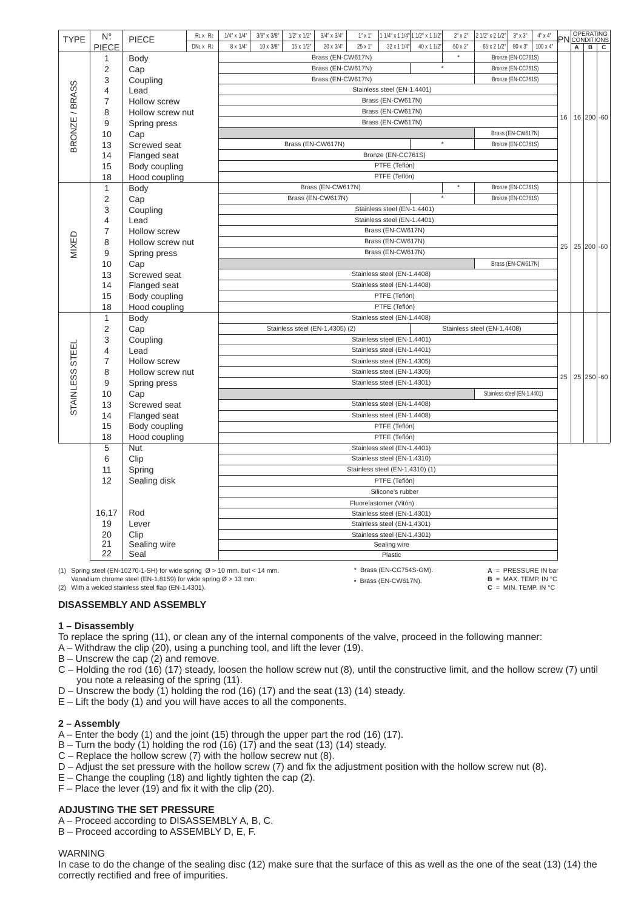| TYPE | N° PIECE | PIECE | $R_1$ x $R_2$ / $DN_1$ x $R_2$ | 1/4" x 1/4" / 8 x 1/4" | 3/8" x 3/8" / 10 x 3/8" | 1/2" x 1/2" / 15 x 1/2" | 3/4" x 3/4" / 20 x 3/4" | 1" x 1" / 25 x 1" | 1 1/4" x 1 1/4" / 32 x 1 1/4" | 1 1/2" x 1 1/2" / 40 x 1 1/2" | 2" x 2" / 50 x 2" | 2 1/2" x 2 1/2" / 65 x 2 1/2" | 3" x 3" / 80 x 3" | 4" x 4" / 100 x 4" | PN | OPERATING CONDITIONS A | B | C |
|---|---|---|---|---|---|---|---|---|---|---|---|---|---|---|---|---|---|---|
| BRONZE / BRASS | 1 | Body | | Brass (EN-CW617N) | | | | | | | * | Bronze (EN-CC761S) | | | 16 | 16 | 200 | -60 |
| | 2 | Cap | | Brass (EN-CW617N) | | | | | | * | | Bronze (EN-CC761S) | | | | | | |
| | 3 | Coupling | | Brass (EN-CW617N) | | | | | | | | Bronze (EN-CC761S) | | | | | | |
| | 4 | Lead | | Stainless steel (EN-1.4401) | | | | | | | | | | | | | | |
| | 7 | Hollow screw | | Brass (EN-CW617N) | | | | | | | | | | | | | | |
| | 8 | Hollow screw nut | | Brass (EN-CW617N) | | | | | | | | | | | | | | |
| | 9 | Spring press | | Brass (EN-CW617N) | | | | | | | | | | | | | | |
| | 10 | Cap | | | | | | | | | | Brass (EN-CW617N) | | | | | | |
| | 13 | Screwed seat | | Brass (EN-CW617N) | | | | | | * | | Bronze (EN-CC761S) | | | | | | |
| | 14 | Flanged seat | | Bronze (EN-CC761S) | | | | | | | | | | | | | | |
| | 15 | Body coupling | | PTFE (Teflón) | | | | | | | | | | | | | | |
| | 18 | Hood coupling | | PTFE (Teflón) | | | | | | | | | | | | | | |
| MIXED | 1 | Body | | Brass (EN-CW617N) | | | | | | | * | Bronze (EN-CC761S) | | | 25 | 25 | 200 | -60 |
| | 2 | Cap | | Brass (EN-CW617N) | | | | | | * | | Bronze (EN-CC761S) | | | | | | |
| | 3 | Coupling | | Stainless steel (EN-1.4401) | | | | | | | | | | | | | | |
| | 4 | Lead | | Stainless steel (EN-1.4401) | | | | | | | | | | | | | | |
| | 7 | Hollow screw | | Brass (EN-CW617N) | | | | | | | | | | | | | | |
| | 8 | Hollow screw nut | | Brass (EN-CW617N) | | | | | | | | | | | | | | |
| | 9 | Spring press | | Brass (EN-CW617N) | | | | | | | | | | | | | | |
| | 10 | Cap | | | | | | | | | | Brass (EN-CW617N) | | | | | | |
| | 13 | Screwed seat | | Stainless steel (EN-1.4408) | | | | | | | | | | | | | | |
| | 14 | Flanged seat | | Stainless steel (EN-1.4408) | | | | | | | | | | | | | | |
| | 15 | Body coupling | | PTFE (Teflón) | | | | | | | | | | | | | | |
| | 18 | Hood coupling | | PTFE (Teflón) | | | | | | | | | | | | | | |
| STAINLESS STEEL | 1 | Body | | Stainless steel (EN-1.4408) | | | | | | | | | | | 25 | 25 | 250 | -60 |
| | 2 | Cap | | Stainless steel (EN-1.4305) (2) | | | | | | Stainless steel (EN-1.4408) | | | | | | | | |
| | 3 | Coupling | | Stainless steel (EN-1.4401) | | | | | | | | | | | | | | |
| | 4 | Lead | | Stainless steel (EN-1.4401) | | | | | | | | | | | | | | |
| | 7 | Hollow screw | | Stainless steel (EN-1.4305) | | | | | | | | | | | | | | |
| | 8 | Hollow screw nut | | Stainless steel (EN-1.4305) | | | | | | | | | | | | | | |
| | 9 | Spring press | | Stainless steel (EN-1.4301) | | | | | | | | | | | | | | |
| | 10 | Cap | | | | | | | | | | Stainless steel (EN-1.4401) | | | | | | |
| | 13 | Screwed seat | | Stainless steel (EN-1.4408) | | | | | | | | | | | | | | |
| | 14 | Flanged seat | | Stainless steel (EN-1.4408) | | | | | | | | | | | | | | |
| | 15 | Body coupling | | PTFE (Teflón) | | | | | | | | | | | | | | |
| | 18 | Hood coupling | | PTFE (Teflón) | | | | | | | | | | | | | | |
| | 5 | Nut | | Stainless steel (EN-1.4401) | | | | | | | | | | | | | | |
| | 6 | Clip | | Stainless steel (EN-1.4310) | | | | | | | | | | | | | | |
| | 11 | Spring | | Stainless steel (EN-1.4310) (1) | | | | | | | | | | | | | | |
| | 12 | Sealing disk | | PTFE (Teflón) | | | | | | | | | | | | | | |
| | | | | Silicone's rubber | | | | | | | | | | | | | | |
| | | | | Fluorelastomer (Vitón) | | | | | | | | | | | | | | |
| | 16,17 | Rod | | Stainless steel (EN-1.4301) | | | | | | | | | | | | | | |
| | 19 | Lever | | Stainless steel (EN-1.4301) | | | | | | | | | | | | | | |
| | 20 | Clip | | Stainless steel (EN-1.4301) | | | | | | | | | | | | | | |
| | 21 | Sealing wire | | Sealing wire | | | | | | | | | | | | | | |
| | 22 | Seal | | Plastic | | | | | | | | | | | | | | |

(1) Spring steel (EN-10270-1-SH) for wide spring Ø > 10 mm. but < 14 mm.
Vanadium chrome steel (EN-1.8159) for wide spring Ø > 13 mm.
(2) With a welded stainless steel flap (EN-1.4301).

\* Brass (EN-CC754S-GM).
• Brass (EN-CW617N).

**A** = PRESSURE IN bar
**B** = MAX. TEMP. IN °C
**C** = MIN. TEMP. IN °C

## DISASSEMBLY AND ASSEMBLY

### 1 – Disassembly

To replace the spring (11), or clean any of the internal components of the valve, proceed in the following manner:

A – Withdraw the clip (20), using a punching tool, and lift the lever (19).
B – Unscrew the cap (2) and remove.
C – Holding the rod (16) (17) steady, loosen the hollow screw nut (8), until the constructive limit, and the hollow screw (7) until you note a releasing of the spring (11).
D – Unscrew the body (1) holding the rod (16) (17) and the seat (13) (14) steady.
E – Lift the body (1) and you will have acces to all the components.

### 2 – Assembly

A – Enter the body (1) and the joint (15) through the upper part the rod (16) (17).
B – Turn the body (1) holding the rod (16) (17) and the seat (13) (14) steady.
C – Replace the hollow screw (7) with the hollow secrew nut (8).
D – Adjust the set pressure with the hollow screw (7) and fix the adjustment position with the hollow screw nut (8).
E – Change the coupling (18) and lightly tighten the cap (2).
F – Place the lever (19) and fix it with the clip (20).

## ADJUSTING THE SET PRESSURE

A – Proceed according to DISASSEMBLY A, B, C.
B – Proceed according to ASSEMBLY D, E, F.

WARNING

In case to do the change of the sealing disc (12) make sure that the surface of this as well as the one of the seat (13) (14) the correctly rectified and free of impurities.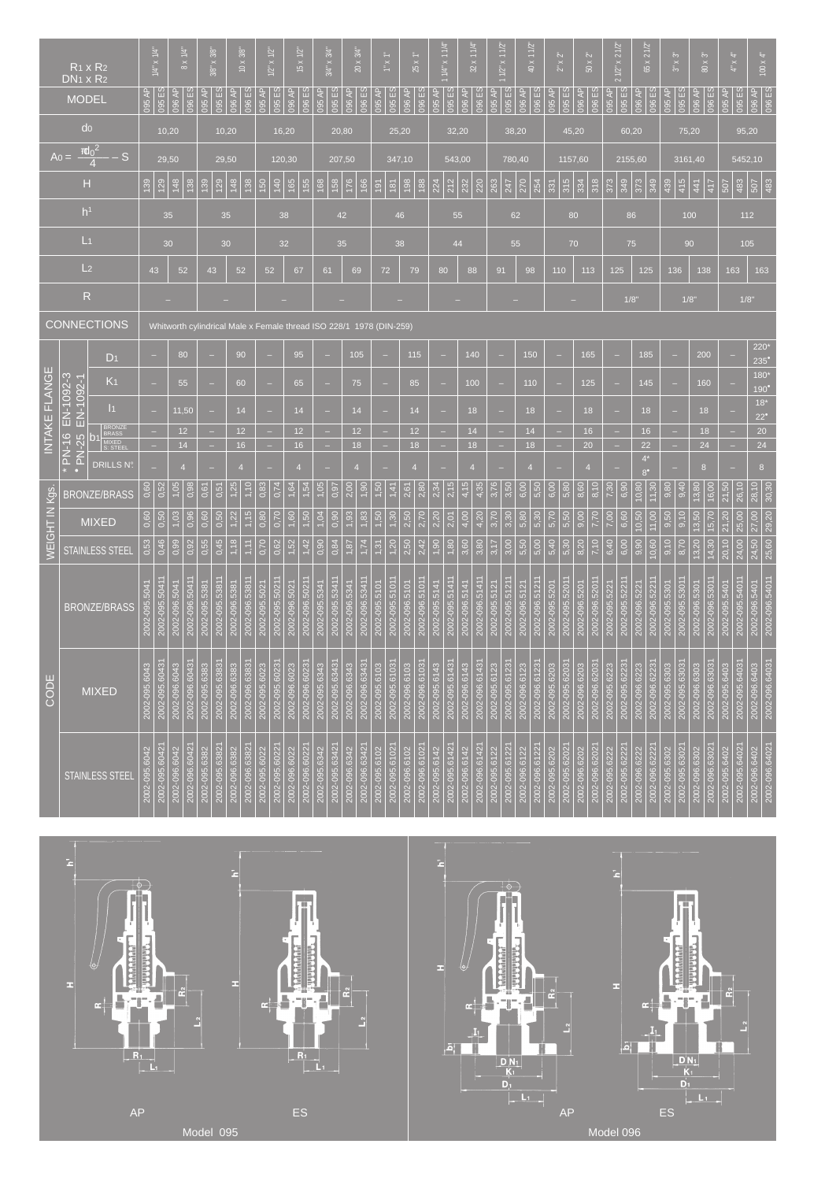| $R_1$ x $R_2$ / $DN_1$ x $R_2$ | 1/4" x 1/4" | | 8 x 1/4" | | 3/8" x 3/8" | | 10 x 3/8" | | 1/2" x 1/2" | | 15 x 1/2" | | 3/4" x 3/4" | | 20 x 3/4" | | 1" x 1" | | 25 x 1" | | 1 1/4" x 1 1/4" | | 32 x 1 1/4" | | 1 1/2" x 1 1/2" | | 40 x 1 1/2" | | 2" x 2" | | 50 x 2" | | 2 1/2" x 2 1/2" | | 65 x 2 1/2" | | 3" x 3" | | 80 x 3" | | 4" x 4" | | 100 x 4" | |
|---|---|---|---|---|---|---|---|---|---|---|---|---|---|---|---|---|---|---|---|---|---|---|---|---|---|---|---|---|---|---|---|---|---|---|---|---|---|---|---|---|---|---|---|---|
| MODEL | 095 AP | 095 ES | 096 AP | 096 ES | 095 AP | 095 ES | 096 AP | 096 ES | 095 AP | 095 ES | 096 AP | 096 ES | 095 AP | 095 ES | 096 AP | 096 ES | 095 AP | 095 ES | 096 AP | 096 ES | 095 AP | 095 ES | 096 AP | 096 ES | 095 AP | 095 ES | 096 AP | 096 ES | 095 AP | 095 ES | 096 AP | 096 ES | 095 AP | 095 ES | 096 AP | 096 ES | 095 AP | 095 ES | 096 AP | 096 ES | 095 AP | 095 ES | 096 AP | 096 ES |
| $d_0$ | 10,20 | | | | 10,20 | | | | 16,20 | | | | 20,80 | | | | 25,20 | | | | 32,20 | | | | 38,20 | | | | 45,20 | | | | 60,20 | | | | 75,20 | | | | 95,20 | | | |
| $A_0 = \frac{\pi d_0^2}{4} - S$ | 29,50 | | | | 29,50 | | | | 120,30 | | | | 207,50 | | | | 347,10 | | | | 543,00 | | | | 780,40 | | | | 1157,60 | | | | 2155,60 | | | | 3161,40 | | | | 5452,10 | | | |
| H | 139 | 129 | 148 | 138 | 139 | 129 | 148 | 138 | 150 | 140 | 165 | 155 | 168 | 158 | 176 | 166 | 191 | 181 | 198 | 188 | 224 | 212 | 232 | 220 | 263 | 247 | 270 | 254 | 331 | 315 | 334 | 318 | 373 | 349 | 373 | 349 | 439 | 415 | 441 | 417 | 507 | 483 | 507 | 483 |
| $h^1$ | 35 | | | | 35 | | | | 38 | | | | 42 | | | | 46 | | | | 55 | | | | 62 | | | | 80 | | | | 86 | | | | 100 | | | | 112 | | | |
| $L_1$ | 30 | | | | 30 | | | | 32 | | | | 35 | | | | 38 | | | | 44 | | | | 55 | | | | 70 | | | | 75 | | | | 90 | | | | 105 | | | |
| $L_2$ | 43 | | 52 | | 43 | | 52 | | 52 | | 67 | | 61 | | 69 | | 72 | | 79 | | 80 | | 88 | | 91 | | 98 | | 110 | | 113 | | 125 | | 125 | | 136 | | 138 | | 163 | | 163 | |
| R | – | | | | – | | | | – | | | | – | | | | – | | | | – | | | | – | | | | – | | | | 1/8" | | | | 1/8" | | | | 1/8" | | | |
| CONNECTIONS | Whitworth cylindrical Male x Female thread ISO 228/1 1978 (DIN-259) | | | | | | | | | | | | | | | | | | | | | | | | | | | | | | | | | | | | | | | | | | | |
| INTAKE FLANGE (* PN-16 EN-1092-3, • PN-25 EN-1092-1) $D_1$ | – | | 80 | | – | | 90 | | – | | 95 | | – | | 105 | | – | | 115 | | – | | 140 | | – | | 150 | | – | | 165 | | – | | 185 | | – | | 200 | | – | | 220* 235• | |
| $K_1$ | – | | 55 | | – | | 60 | | – | | 65 | | – | | 75 | | – | | 85 | | – | | 100 | | – | | 110 | | – | | 125 | | – | | 145 | | – | | 160 | | – | | 180* 190• | |
| $l_1$ | – | | 11,50 | | – | | 14 | | – | | 14 | | – | | 14 | | – | | 14 | | – | | 18 | | – | | 18 | | – | | 18 | | – | | 18 | | – | | 18 | | – | | 18* 22• | |
| $b_1$ BRONZE BRASS | – | | 12 | | – | | 12 | | – | | 12 | | – | | 12 | | – | | 12 | | – | | 14 | | – | | 14 | | – | | 16 | | – | | 16 | | – | | 18 | | – | | 20 | |
| $b_1$ MIXED S. STEEL | – | | 14 | | – | | 16 | | – | | 16 | | – | | 18 | | – | | 18 | | – | | 18 | | – | | 18 | | – | | 20 | | – | | 22 | | – | | 24 | | – | | 24 | |
| DRILLS N°. | – | | 4 | | – | | 4 | | – | | 4 | | – | | 4 | | – | | 4 | | – | | 4 | | – | | 4 | | – | | 4 | | – | | 4* 8• | | – | | 8 | | – | | 8 | |
| WEIGHT IN Kgs. BRONZE/BRASS | 0,60 | 0,52 | 1,05 | 0,98 | 0,61 | 0,51 | 1,25 | 1,10 | 0,83 | 0,74 | 1,64 | 1,54 | 1,05 | 0,97 | 2,00 | 1,90 | 1,50 | 1,41 | 2,61 | 2,80 | 2,34 | 2,15 | 4,15 | 4,35 | 3,76 | 3,50 | 6,00 | 5,50 | 6,00 | 5,80 | 8,60 | 8,10 | 7,30 | 6,90 | 10,80 | 11,30 | 9,80 | 9,40 | 13,80 | 16,00 | 21,50 | 26,10 | 28,10 | 30,30 |
| WEIGHT IN Kgs. MIXED | 0,60 | 0,50 | 1,03 | 0,96 | 0,60 | 0,50 | 1,22 | 1,15 | 0,80 | 0,70 | 1,60 | 1,50 | 1,04 | 0,90 | 1,93 | 1,83 | 1,50 | 1,30 | 2,50 | 2,70 | 2,20 | 2,01 | 4,00 | 4,20 | 3,70 | 3,30 | 5,80 | 5,30 | 5,70 | 5,50 | 9,00 | 7,70 | 7,00 | 6,60 | 10,50 | 11,00 | 9,50 | 9,10 | 13,50 | 15,70 | 21,20 | 25,00 | 27,00 | 29,20 |
| WEIGHT IN Kgs. STAINLESS STEEL | 0,53 | 0,46 | 0,99 | 0,92 | 0,55 | 0,45 | 1,18 | 1,11 | 0,70 | 0,62 | 1,52 | 1,42 | 0,90 | 0,84 | 1,87 | 1,74 | 1,31 | 1,20 | 2,50 | 2,42 | 1,90 | 1,80 | 3,60 | 3,80 | 3,17 | 3,00 | 5,50 | 5,00 | 5,40 | 5,30 | 8,20 | 7,10 | 6,40 | 6,00 | 9,90 | 10,60 | 9,10 | 8,70 | 13,20 | 14,30 | 20,10 | 24,00 | 24,50 | 25,60 |
| CODE BRONZE/BRASS | 2002-095.5041 | 2002-095.50411 | 2002-096.5041 | 2002-096.50411 | 2002-095.5381 | 2002-095.53811 | 2002-096.5381 | 2002-096.53811 | 2002-095.5021 | 2002-095.50211 | 2002-096.5021 | 2002-096.50211 | 2002-095.5341 | 2002-095.53411 | 2002-096.5341 | 2002-096.53411 | 2002-095.5101 | 2002-095.51011 | 2002-096.5101 | 2002-096.51011 | 2002-095.5141 | 2002-095.51411 | 2002-096.5141 | 2002-096.51411 | 2002-095.5121 | 2002-095.51211 | 2002-096.5121 | 2002-096.51211 | 2002-095.5201 | 2002-095.52011 | 2002-096.5201 | 2002-096.52011 | 2002-095.5221 | 2002-095.52211 | 2002-096.5221 | 2002-096.52211 | 2002-095.5301 | 2002-095.53011 | 2002-096.5301 | 2002-096.53011 | 2002-095.5401 | 2002-095.54011 | 2002-096.5401 | 2002-096.54011 |
| CODE MIXED | 2002-095.6043 | 2002-095.60431 | 2002-096.6043 | 2002-096.60431 | 2002-095.6383 | 2002-095.63831 | 2002-096.6383 | 2002-096.63831 | 2002-095.6023 | 2002-095.60231 | 2002-096.6023 | 2002-096.60231 | 2002-095.6343 | 2002-095.63431 | 2002-096.6343 | 2002-096.63431 | 2002-095.6103 | 2002-095.61031 | 2002-096.6103 | 2002-096.61031 | 2002-095.6143 | 2002-095.61431 | 2002-096.6143 | 2002-096.61431 | 2002-095.6123 | 2002-095.61231 | 2002-096.6123 | 2002-096.61231 | 2002-095.6203 | 2002-095.62031 | 2002-096.6203 | 2002-096.62031 | 2002-095.6223 | 2002-095.62231 | 2002-096.6223 | 2002-096.62231 | 2002-095.6303 | 2002-095.63031 | 2002-096.6303 | 2002-096.63031 | 2002-095.6403 | 2002-095.64031 | 2002-096.6403 | 2002-096.64031 |
| CODE STAINLESS STEEL | 2002-095.6042 | 2002-095.60421 | 2002-096.6042 | 2002-096.60421 | 2002-095.6382 | 2002-095.63821 | 2002-096.6382 | 2002-096.63821 | 2002-095.6022 | 2002-095.60221 | 2002-096.6022 | 2002-096.60221 | 2002-095.6342 | 2002-095.63421 | 2002-096.6342 | 2002-096.63421 | 2002-095.6102 | 2002-095.61021 | 2002-096.6102 | 2002-096.61021 | 2002-095.6142 | 2002-095.61421 | 2002-096.6142 | 2002-096.61421 | 2002-095.6122 | 2002-095.61221 | 2002-096.6122 | 2002-096.61221 | 2002-095.6202 | 2002-095.62021 | 2002-096.6202 | 2002-096.62021 | 2002-095.6222 | 2002-095.62221 | 2002-096.6222 | 2002-096.62221 | 2002-095.6302 | 2002-095.63021 | 2002-096.6302 | 2002-096.63021 | 2002-095.6402 | 2002-095.64021 | 2002-096.6402 | 2002-096.64021 |

AP — ES

Model 095

AP — ES

Model 096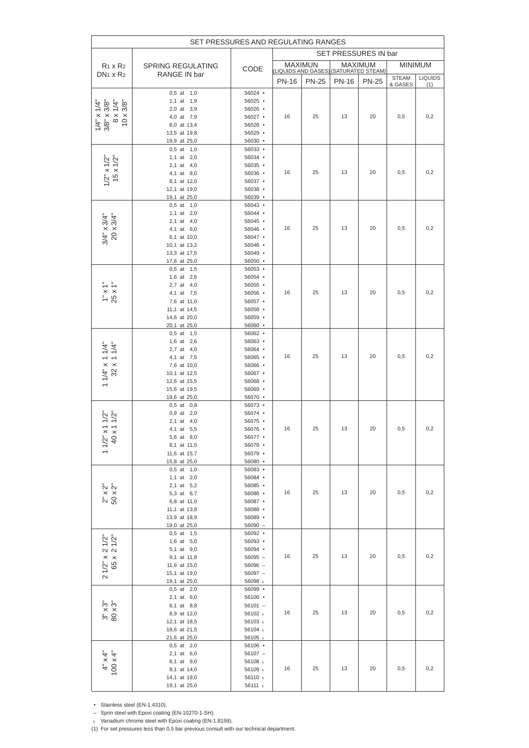| SET PRESSURES AND REGULATING RANGES | | | | | | | | |
|---|---|---|---|---|---|---|---|---|
| $R_1$ x $R_2$ / $DN_1$ x $R_2$ | SPRING REGULATING RANGE IN bar | CODE | SET PRESSURES IN bar | | | | | |
| | | | MAXIMUN (LIQUIDS AND GASES) | | MAXIMUM (SATURATED STEAM) | | MINIMUN | |
| | | | PN-16 | PN-25 | PN-16 | PN-25 | STEAM & GASES | LIQUIDS (1) |
| 1/4" x 1/4" / 3/8" x 3/8" / 8 x 1/4" / 10 x 3/8" | 0,5 at 1,0 | 56024 • | 16 | 25 | 13 | 20 | 0,5 | 0,2 |
| | 1,1 at 1,9 | 56025 • | | | | | | |
| | 2,0 at 3,9 | 56026 • | | | | | | |
| | 4,0 at 7,9 | 56027 • | | | | | | |
| | 8,0 at 13,4 | 56028 • | | | | | | |
| | 13,5 at 19,8 | 56029 • | | | | | | |
| | 19,9 at 25,0 | 56030 • | | | | | | |
| 1/2" x 1/2" / 15 x 1/2" | 0,5 at 1,0 | 56033 • | 16 | 25 | 13 | 20 | 0,5 | 0,2 |
| | 1,1 at 2,0 | 56034 • | | | | | | |
| | 2,1 at 4,0 | 56035 • | | | | | | |
| | 4,1 at 8,0 | 56036 • | | | | | | |
| | 8,1 at 12,0 | 56037 • | | | | | | |
| | 12,1 at 19,0 | 56038 • | | | | | | |
| | 19,1 at 25,0 | 56039 • | | | | | | |
| 3/4" x 3/4" / 20 x 3/4" | 0,5 at 1,0 | 56043 • | 16 | 25 | 13 | 20 | 0,5 | 0,2 |
| | 1,1 at 2,0 | 56044 • | | | | | | |
| | 2,1 at 4,0 | 56045 • | | | | | | |
| | 4,1 at 6,0 | 56046 • | | | | | | |
| | 6,1 at 10,0 | 56047 • | | | | | | |
| | 10,1 at 13,2 | 56048 • | | | | | | |
| | 13,3 at 17,5 | 56049 • | | | | | | |
| | 17,6 at 25,0 | 56050 • | | | | | | |
| 1" x 1" / 25 x 1" | 0,5 at 1,5 | 56053 • | 16 | 25 | 13 | 20 | 0,5 | 0,2 |
| | 1,6 at 2,6 | 56054 • | | | | | | |
| | 2,7 at 4,0 | 56055 • | | | | | | |
| | 4,1 at 7,5 | 56056 • | | | | | | |
| | 7,6 at 11,0 | 56057 • | | | | | | |
| | 11,1 at 14,5 | 56058 • | | | | | | |
| | 14,6 at 20,0 | 56059 • | | | | | | |
| | 20,1 at 25,0 | 56060 • | | | | | | |
| 1 1/4" x 1 1/4" / 32 x 1 1/4" | 0,5 at 1,5 | 56062 • | 16 | 25 | 13 | 20 | 0,5 | 0,2 |
| | 1,6 at 2,6 | 56063 • | | | | | | |
| | 2,7 at 4,0 | 56064 • | | | | | | |
| | 4,1 at 7,5 | 56065 • | | | | | | |
| | 7,6 at 10,0 | 56066 • | | | | | | |
| | 10,1 at 12,5 | 56067 • | | | | | | |
| | 12,6 at 15,5 | 56068 • | | | | | | |
| | 15,6 at 19,5 | 56069 • | | | | | | |
| | 19,6 at 25,0 | 56070 • | | | | | | |
| 1 1/2" x 1 1/2" / 40 x 1 1/2" | 0,5 at 0,8 | 56073 • | 16 | 25 | 13 | 20 | 0,5 | 0,2 |
| | 0,9 at 2,0 | 56074 • | | | | | | |
| | 2,1 at 4,0 | 56075 • | | | | | | |
| | 4,1 at 5,5 | 56076 • | | | | | | |
| | 5,6 at 8,0 | 56077 • | | | | | | |
| | 8,1 at 11,5 | 56078 • | | | | | | |
| | 11,6 at 15,7 | 56079 • | | | | | | |
| | 15,8 at 25,0 | 56080 • | | | | | | |
| 2" x 2" / 50 x 2" | 0,5 at 1,0 | 56083 • | 16 | 25 | 13 | 20 | 0,5 | 0,2 |
| | 1,1 at 2,0 | 56084 • | | | | | | |
| | 2,1 at 5,2 | 56085 • | | | | | | |
| | 5,3 at 6,7 | 56086 • | | | | | | |
| | 6,8 at 11,0 | 56087 • | | | | | | |
| | 11,1 at 13,8 | 56088 • | | | | | | |
| | 13,9 at 18,9 | 56089 • | | | | | | |
| | 19,0 at 25,0 | 56090 – | | | | | | |
| 2 1/2" x 2 1/2" / 65 x 2 1/2" | 0,5 at 1,5 | 56092 • | 16 | 25 | 13 | 20 | 0,5 | 0,2 |
| | 1,6 at 5,0 | 56093 • | | | | | | |
| | 5,1 at 9,0 | 56094 • | | | | | | |
| | 9,1 at 11,8 | 56095 – | | | | | | |
| | 11,9 at 15,0 | 56096 – | | | | | | |
| | 15,1 at 19,0 | 56097 – | | | | | | |
| | 19,1 at 25,0 | 56098 s | | | | | | |
| 3" x 3" / 80 x 3" | 0,5 at 2,0 | 56099 • | 16 | 25 | 13 | 20 | 0,5 | 0,2 |
| | 2,1 at 6,0 | 56100 • | | | | | | |
| | 6,1 at 8,8 | 56101 – | | | | | | |
| | 8,9 at 12,0 | 56102 s | | | | | | |
| | 12,1 at 18,5 | 56103 s | | | | | | |
| | 18,6 at 21,5 | 56104 s | | | | | | |
| | 21,6 at 25,0 | 56105 s | | | | | | |
| 4" x 4" / 100 x 4" | 0,5 at 2,0 | 56106 • | 16 | 25 | 13 | 20 | 0,5 | 0,2 |
| | 2,1 at 6,0 | 56107 – | | | | | | |
| | 6,1 at 9,0 | 56108 s | | | | | | |
| | 9,1 at 14,0 | 56109 s | | | | | | |
| | 14,1 at 19,0 | 56110 s | | | | | | |
| | 19,1 at 25,0 | 56111 s | | | | | | |

- • Stainless steel (EN-1.4310).
- – Sprin steel with Epoxi coating (EN-10270-1-SH).
- s Vanadium chrome steel with Epoxi coating (EN-1.8159).

(1) For set pressures less than 0,5 bar previous consult with our technical department.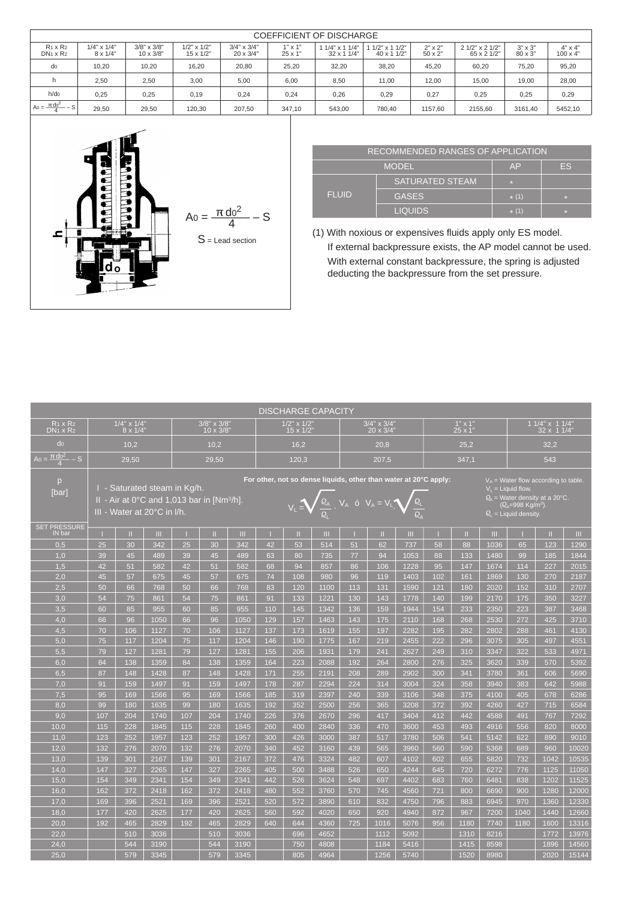## COEFFICIENT OF DISCHARGE

| $R_1 \times R_2$ / $DN_1 \times R_2$ | 1/4" x 1/4" / 8 x 1/4" | 3/8" x 3/8" / 10 x 3/8" | 1/2" x 1/2" / 15 x 1/2" | 3/4" x 3/4" / 20 x 3/4" | 1" x 1" / 25 x 1" | 1 1/4" x 1 1/4" / 32 x 1 1/4" | 1 1/2" x 1 1/2" / 40 x 1 1/2" | 2" x 2" / 50 x 2" | 2 1/2" x 2 1/2" / 65 x 2 1/2" | 3" x 3" / 80 x 3" | 4" x 4" / 100 x 4" |
|---|---|---|---|---|---|---|---|---|---|---|---|
| $d_0$ | 10,20 | 10,20 | 16,20 | 20,80 | 25,20 | 32,20 | 38,20 | 45,20 | 60,20 | 75,20 | 95,20 |
| h | 2,50 | 2,50 | 3,00 | 5,00 | 6,00 | 8,50 | 11,00 | 12,00 | 15,00 | 19,00 | 28,00 |
| $h/d_0$ | 0,25 | 0,25 | 0,19 | 0,24 | 0,24 | 0,26 | 0,29 | 0,27 | 0,25 | 0,25 | 0,29 |
| $A_0 = \frac{\pi d_0^2}{4} - S$ | 29,50 | 29,50 | 120,30 | 207,50 | 347,10 | 543,00 | 780,40 | 1157,60 | 2155,60 | 3161,40 | 5452,10 |

$$A_0 = \frac{\pi d_0^2}{4} - S$$

S = Lead section

## RECOMMENDED RANGES OF APPLICATION

| MODEL | | AP | ES |
|---|---|---|---|
| FLUID | SATURATED STEAM | * | |
| | GASES | * (1) | * |
| | LIQUIDS | * (1) | * |

(1) With noxious or expensives fluids apply only ES model.
If external backpressure exists, the AP model cannot be used.
With external constant backpressure, the spring is adjusted deducting the backpressure from the set pressure.

## DISCHARGE CAPACITY

| $R_1 \times R_2$ / $DN_1 \times R_2$ | 1/4" x 1/4" / 8 x 1/4" | | | 3/8" x 3/8" / 10 x 3/8" | | | 1/2" x 1/2" / 15 x 1/2" | | | 3/4" x 3/4" / 20 x 3/4" | | | 1" x 1" / 25 x 1" | | | 1 1/4" x 1 1/4" / 32 x 1 1/4" | | |
|---|---|---|---|---|---|---|---|---|---|---|---|---|---|---|---|---|---|---|
| $d_0$ | 10,2 | | | 10,2 | | | 16,2 | | | 20,8 | | | 25,2 | | | 32,2 | | |
| $A_0 = \frac{\pi d_0^2}{4} - S$ | 29,50 | | | 29,50 | | | 120,3 | | | 207,5 | | | 347,1 | | | 543 | | |
| SET PRESSURE IN bar | I | II | III | I | II | III | I | II | III | I | II | III | I | II | III | I | II | III |
| 0,5 | 25 | 30 | 342 | 25 | 30 | 342 | 42 | 53 | 514 | 51 | 62 | 737 | 58 | 88 | 1036 | 65 | 123 | 1290 |
| 1,0 | 39 | 45 | 489 | 39 | 45 | 489 | 63 | 80 | 735 | 77 | 94 | 1053 | 88 | 133 | 1480 | 99 | 185 | 1844 |
| 1,5 | 42 | 51 | 582 | 42 | 51 | 582 | 68 | 94 | 857 | 86 | 106 | 1228 | 95 | 147 | 1674 | 114 | 227 | 2015 |
| 2,0 | 45 | 57 | 675 | 45 | 57 | 675 | 74 | 108 | 980 | 96 | 119 | 1403 | 102 | 161 | 1869 | 130 | 270 | 2187 |
| 2,5 | 50 | 66 | 768 | 50 | 66 | 768 | 83 | 120 | 1100 | 113 | 131 | 1590 | 121 | 180 | 2020 | 152 | 310 | 2707 |
| 3,0 | 54 | 75 | 861 | 54 | 75 | 861 | 91 | 133 | 1221 | 130 | 143 | 1778 | 140 | 199 | 2170 | 175 | 350 | 3227 |
| 3,5 | 60 | 85 | 955 | 60 | 85 | 955 | 110 | 145 | 1342 | 136 | 159 | 1944 | 154 | 233 | 2350 | 223 | 387 | 3468 |
| 4,0 | 66 | 96 | 1050 | 66 | 96 | 1050 | 129 | 157 | 1463 | 143 | 175 | 2110 | 168 | 268 | 2530 | 272 | 425 | 3710 |
| 4,5 | 70 | 106 | 1127 | 70 | 106 | 1127 | 137 | 173 | 1619 | 155 | 197 | 2282 | 195 | 282 | 2802 | 288 | 461 | 4130 |
| 5,0 | 75 | 117 | 1204 | 75 | 117 | 1204 | 146 | 190 | 1775 | 167 | 219 | 2455 | 222 | 296 | 3075 | 305 | 497 | 4551 |
| 5,5 | 79 | 127 | 1281 | 79 | 127 | 1281 | 155 | 206 | 1931 | 179 | 241 | 2627 | 249 | 310 | 3347 | 322 | 533 | 4971 |
| 6,0 | 84 | 138 | 1359 | 84 | 138 | 1359 | 164 | 223 | 2088 | 192 | 264 | 2800 | 276 | 325 | 3620 | 339 | 570 | 5392 |
| 6,5 | 87 | 148 | 1428 | 87 | 148 | 1428 | 171 | 255 | 2191 | 208 | 289 | 2902 | 300 | 341 | 3780 | 361 | 606 | 5690 |
| 7,0 | 91 | 159 | 1497 | 91 | 159 | 1497 | 178 | 287 | 2294 | 224 | 314 | 3004 | 324 | 358 | 3940 | 383 | 642 | 5988 |
| 7,5 | 95 | 169 | 1566 | 95 | 169 | 1566 | 185 | 319 | 2397 | 240 | 339 | 3106 | 348 | 375 | 4100 | 405 | 678 | 6286 |
| 8,0 | 99 | 180 | 1635 | 99 | 180 | 1635 | 192 | 352 | 2500 | 256 | 365 | 3208 | 372 | 392 | 4260 | 427 | 715 | 6584 |
| 9,0 | 107 | 204 | 1740 | 107 | 204 | 1740 | 226 | 376 | 2670 | 296 | 417 | 3404 | 412 | 442 | 4588 | 491 | 767 | 7292 |
| 10,0 | 115 | 228 | 1845 | 115 | 228 | 1845 | 260 | 400 | 2840 | 336 | 470 | 3600 | 453 | 493 | 4916 | 556 | 820 | 8000 |
| 11,0 | 123 | 252 | 1957 | 123 | 252 | 1957 | 300 | 426 | 3000 | 387 | 517 | 3780 | 506 | 541 | 5142 | 622 | 890 | 9010 |
| 12,0 | 132 | 276 | 2070 | 132 | 276 | 2070 | 340 | 452 | 3160 | 439 | 565 | 3960 | 560 | 590 | 5368 | 689 | 960 | 10020 |
| 13,0 | 139 | 301 | 2167 | 139 | 301 | 2167 | 372 | 476 | 3324 | 482 | 607 | 4102 | 602 | 655 | 5820 | 732 | 1042 | 10535 |
| 14,0 | 147 | 327 | 2265 | 147 | 327 | 2265 | 405 | 500 | 3488 | 526 | 650 | 4244 | 645 | 720 | 6272 | 776 | 1125 | 11050 |
| 15,0 | 154 | 349 | 2341 | 154 | 349 | 2341 | 442 | 526 | 3624 | 548 | 697 | 4402 | 683 | 760 | 6481 | 838 | 1202 | 11525 |
| 16,0 | 162 | 372 | 2418 | 162 | 372 | 2418 | 480 | 552 | 3760 | 570 | 745 | 4560 | 721 | 800 | 6690 | 900 | 1280 | 12000 |
| 17,0 | 169 | 396 | 2521 | 169 | 396 | 2521 | 520 | 572 | 3890 | 610 | 832 | 4750 | 796 | 883 | 6945 | 970 | 1360 | 12330 |
| 18,0 | 177 | 420 | 2625 | 177 | 420 | 2625 | 560 | 592 | 4020 | 650 | 920 | 4940 | 872 | 967 | 7200 | 1040 | 1440 | 12660 |
| 20,0 | 192 | 465 | 2829 | 192 | 465 | 2829 | 640 | 644 | 4360 | 725 | 1016 | 5076 | 956 | 1180 | 7740 | 1180 | 1600 | 13316 |
| 22,0 | | 510 | 3036 | | 510 | 3036 | | 696 | 4652 | | 1112 | 5092 | | 1310 | 8216 | | 1772 | 13976 |
| 24,0 | | 544 | 3190 | | 544 | 3190 | | 750 | 4808 | | 1184 | 5416 | | 1415 | 8598 | | 1896 | 14560 |
| 25,0 | | 579 | 3345 | | 579 | 3345 | | 805 | 4964 | | 1256 | 5740 | | 1520 | 8980 | | 2020 | 15144 |

p [bar]

- I - Saturated steam in Kg/h.
- II - Air at 0°C and 1,013 bar in [Nm³/h].
- III - Water at 20°C in l/h.

For other, not so dense liquids, other than water at 20°C apply:

$$V_L = \sqrt{\frac{\varrho_A}{\varrho_L}} \cdot V_A \quad \text{ó} \quad V_A = V_L \cdot \sqrt{\frac{\varrho_L}{\varrho_A}}$$

$V_A$ = Water flow according to table.
$V_L$ = Liquid flow.
$\varrho_A$ = Water density at a 20°C. ($\varrho_A$=998 Kg/m³).
$\varrho_L$ = Liquid density.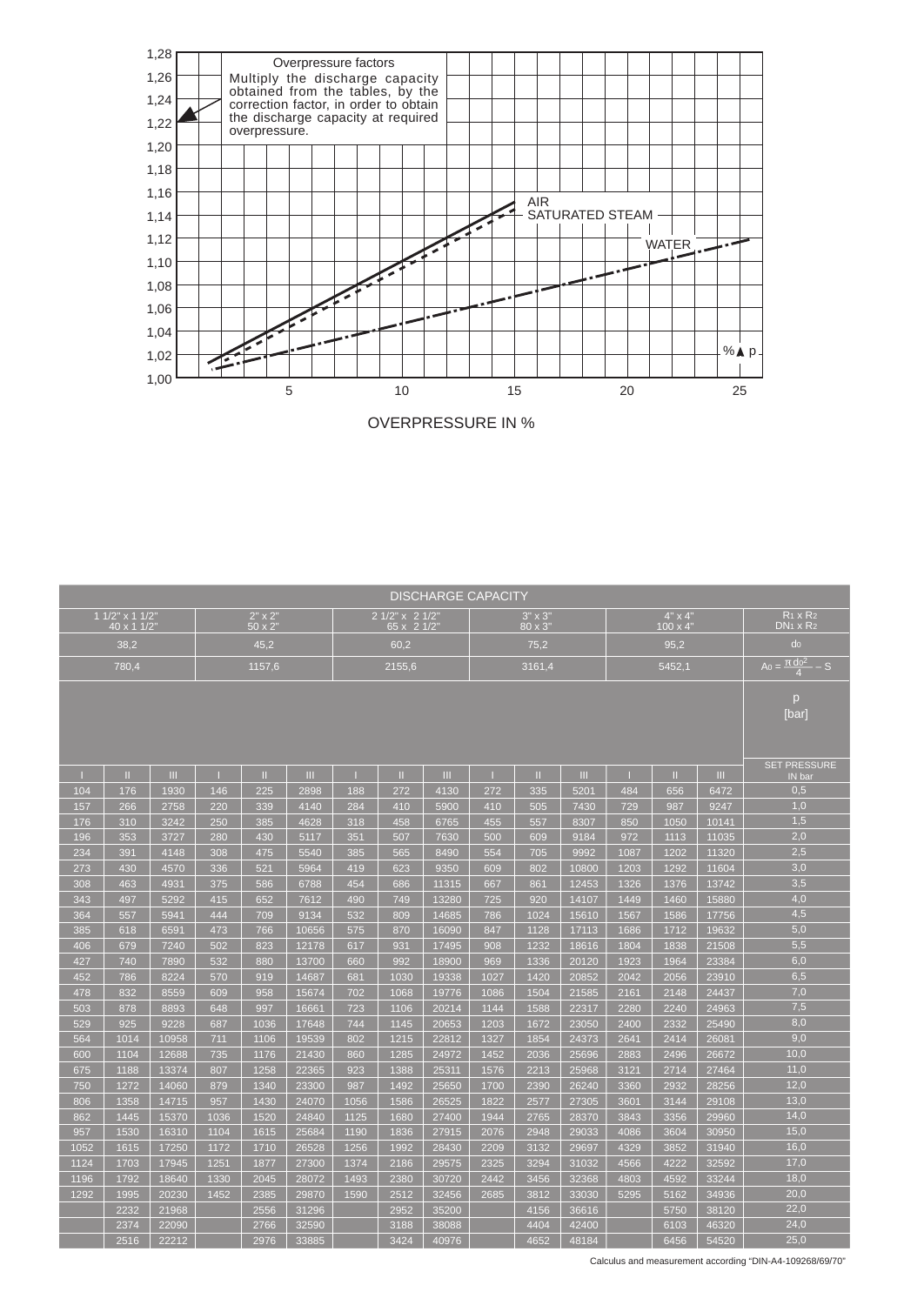Overpressure factors

Multiply the discharge capacity obtained from the tables, by the correction factor, in order to obtain the discharge capacity at required overpressure.

AIR

SATURATED STEAM

WATER

% ▲ p

OVERPRESSURE IN %

| DISCHARGE CAPACITY | | | | | | | | | | | | | | | |
|---|---|---|---|---|---|---|---|---|---|---|---|---|---|---|---|
| 1 1/2" x 1 1/2" 40 x 1 1/2" | | | 2" x 2" 50 x 2" | | | 2 1/2" x 2 1/2" 65 x 2 1/2" | | | 3" x 3" 80 x 3" | | | 4" x 4" 100 x 4" | | | $R_1$ x $R_2$ $DN_1$ x $R_2$ |
| 38,2 | | | 45,2 | | | 60,2 | | | 75,2 | | | 95,2 | | | $d_0$ |
| 780,4 | | | 1157,6 | | | 2155,6 | | | 3161,4 | | | 5452,1 | | | $A_0 = \frac{\pi d_0^2}{4} - S$ |
| | | | | | | | | | | | | | | | p [bar] |
| I | II | III | I | II | III | I | II | III | I | II | III | I | II | III | SET PRESSURE IN bar |
| 104 | 176 | 1930 | 146 | 225 | 2898 | 188 | 272 | 4130 | 272 | 335 | 5201 | 484 | 656 | 6472 | 0,5 |
| 157 | 266 | 2758 | 220 | 339 | 4140 | 284 | 410 | 5900 | 410 | 505 | 7430 | 729 | 987 | 9247 | 1,0 |
| 176 | 310 | 3242 | 250 | 385 | 4628 | 318 | 458 | 6765 | 455 | 557 | 8307 | 850 | 1050 | 10141 | 1,5 |
| 196 | 353 | 3727 | 280 | 430 | 5117 | 351 | 507 | 7630 | 500 | 609 | 9184 | 972 | 1113 | 11035 | 2,0 |
| 234 | 391 | 4148 | 308 | 475 | 5540 | 385 | 565 | 8490 | 554 | 705 | 9992 | 1087 | 1202 | 11320 | 2,5 |
| 273 | 430 | 4570 | 336 | 521 | 5964 | 419 | 623 | 9350 | 609 | 802 | 10800 | 1203 | 1292 | 11604 | 3,0 |
| 308 | 463 | 4931 | 375 | 586 | 6788 | 454 | 686 | 11315 | 667 | 861 | 12453 | 1326 | 1376 | 13742 | 3,5 |
| 343 | 497 | 5292 | 415 | 652 | 7612 | 490 | 749 | 13280 | 725 | 920 | 14107 | 1449 | 1460 | 15880 | 4,0 |
| 364 | 557 | 5941 | 444 | 709 | 9134 | 532 | 809 | 14685 | 786 | 1024 | 15610 | 1567 | 1586 | 17756 | 4,5 |
| 385 | 618 | 6591 | 473 | 766 | 10656 | 575 | 870 | 16090 | 847 | 1128 | 17113 | 1686 | 1712 | 19632 | 5,0 |
| 406 | 679 | 7240 | 502 | 823 | 12178 | 617 | 931 | 17495 | 908 | 1232 | 18616 | 1804 | 1838 | 21508 | 5,5 |
| 427 | 740 | 7890 | 532 | 880 | 13700 | 660 | 992 | 18900 | 969 | 1336 | 20120 | 1923 | 1964 | 23384 | 6,0 |
| 452 | 786 | 8224 | 570 | 919 | 14687 | 681 | 1030 | 19338 | 1027 | 1420 | 20852 | 2042 | 2056 | 23910 | 6,5 |
| 478 | 832 | 8559 | 609 | 958 | 15674 | 702 | 1068 | 19776 | 1086 | 1504 | 21585 | 2161 | 2148 | 24437 | 7,0 |
| 503 | 878 | 8893 | 648 | 997 | 16661 | 723 | 1106 | 20214 | 1144 | 1588 | 22317 | 2280 | 2240 | 24963 | 7,5 |
| 529 | 925 | 9228 | 687 | 1036 | 17648 | 744 | 1145 | 20653 | 1203 | 1672 | 23050 | 2400 | 2332 | 25490 | 8,0 |
| 564 | 1014 | 10958 | 711 | 1106 | 19539 | 802 | 1215 | 22812 | 1327 | 1854 | 24373 | 2641 | 2414 | 26081 | 9,0 |
| 600 | 1104 | 12688 | 735 | 1176 | 21430 | 860 | 1285 | 24972 | 1452 | 2036 | 25696 | 2883 | 2496 | 26672 | 10,0 |
| 675 | 1188 | 13374 | 807 | 1258 | 22365 | 923 | 1388 | 25311 | 1576 | 2213 | 25968 | 3121 | 2714 | 27464 | 11,0 |
| 750 | 1272 | 14060 | 879 | 1340 | 23300 | 987 | 1492 | 25650 | 1700 | 2390 | 26240 | 3360 | 2932 | 28256 | 12,0 |
| 806 | 1358 | 14715 | 957 | 1430 | 24070 | 1056 | 1586 | 26525 | 1822 | 2577 | 27305 | 3601 | 3144 | 29108 | 13,0 |
| 862 | 1445 | 15370 | 1036 | 1520 | 24840 | 1125 | 1680 | 27400 | 1944 | 2765 | 28370 | 3843 | 3356 | 29960 | 14,0 |
| 957 | 1530 | 16310 | 1104 | 1615 | 25684 | 1190 | 1836 | 27915 | 2076 | 2948 | 29033 | 4086 | 3604 | 30950 | 15,0 |
| 1052 | 1615 | 17250 | 1172 | 1710 | 26528 | 1256 | 1992 | 28430 | 2209 | 3132 | 29697 | 4329 | 3852 | 31940 | 16,0 |
| 1124 | 1703 | 17945 | 1251 | 1877 | 27300 | 1374 | 2186 | 29575 | 2325 | 3294 | 31032 | 4566 | 4222 | 32592 | 17,0 |
| 1196 | 1792 | 18640 | 1330 | 2045 | 28072 | 1493 | 2380 | 30720 | 2442 | 3456 | 32368 | 4803 | 4592 | 33244 | 18,0 |
| 1292 | 1995 | 20230 | 1452 | 2385 | 29870 | 1590 | 2512 | 32456 | 2685 | 3812 | 33030 | 5295 | 5162 | 34936 | 20,0 |
| | 2232 | 21968 | | 2556 | 31296 | | 2952 | 35200 | | 4156 | 36616 | | 5750 | 38120 | 22,0 |
| | 2374 | 22090 | | 2766 | 32590 | | 3188 | 38088 | | 4404 | 42400 | | 6103 | 46320 | 24,0 |
| | 2516 | 22212 | | 2976 | 33885 | | 3424 | 40976 | | 4652 | 48184 | | 6456 | 54520 | 25,0 |

Calculus and measurement according "DIN-A4-109268/69/70"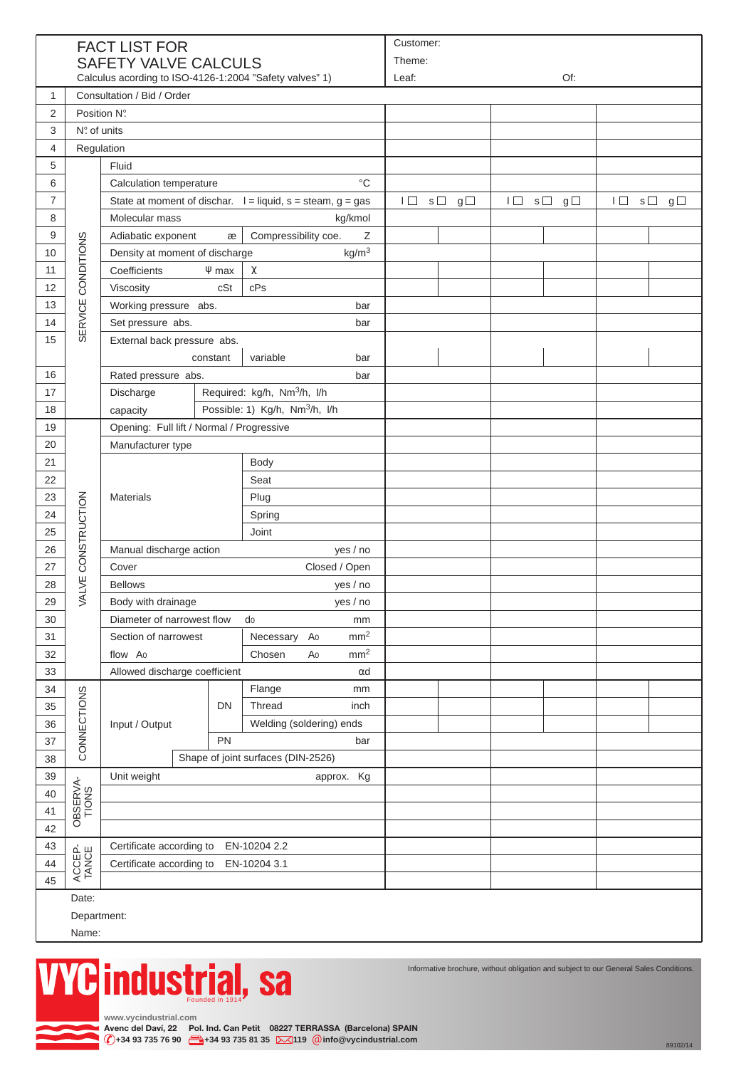# FACT LIST FOR SAFETY VALVE CALCULS

Calculus acording to ISO-4126-1:2004 "Safety valves" 1)

Customer:

Theme:

Leaf: Of:

| No. | Section | Item | | Unit | | | |
|---|---|---|---|---|---|---|---|
| 1 | Consultation / Bid / Order | | | | | | |
| 2 | Position N° | | | | | | |
| 3 | N° of units | | | | | | |
| 4 | Regulation | | | | | | |
| 5 | SERVICE CONDITIONS | Fluid | | | | | |
| 6 | | Calculation temperature | | °C | | | |
| 7 | | State at moment of dischar. l = liquid, s = steam, g = gas | | | l ☐ s ☐ g ☐ | l ☐ s ☐ g ☐ | l ☐ s ☐ g ☐ |
| 8 | | Molecular mass | | kg/kmol | | | |
| 9 | | Adiabatic exponent æ | Compressibility coe. | Z | | | |
| 10 | | Density at moment of discharge | | $kg/m^3$ | | | |
| 11 | | Coefficients Ψ max | χ | | | | |
| 12 | | Viscosity cSt | cPs | | | | |
| 13 | | Working pressure abs. | | bar | | | |
| 14 | | Set pressure abs. | | bar | | | |
| 15 | | External back pressure abs. constant | variable | bar | | | |
| 16 | | Rated pressure abs. | | bar | | | |
| 17 | | Discharge | Required: kg/h, $Nm^3/h$, l/h | | | | |
| 18 | | capacity | Possible: 1) Kg/h, $Nm^3/h$, l/h | | | | |
| 19 | VALVE CONSTRUCTION | Opening: Full lift / Normal / Progressive | | | | | |
| 20 | | Manufacturer type | | | | | |
| 21 | | Materials | Body | | | | |
| 22 | | | Seat | | | | |
| 23 | | | Plug | | | | |
| 24 | | | Spring | | | | |
| 25 | | | Joint | | | | |
| 26 | | Manual discharge action | | yes / no | | | |
| 27 | | Cover | | Closed / Open | | | |
| 28 | | Bellows | | yes / no | | | |
| 29 | | Body with drainage | | yes / no | | | |
| 30 | | Diameter of narrowest flow | $d_0$ | mm | | | |
| 31 | | Section of narrowest | Necessary $A_0$ | $mm^2$ | | | |
| 32 | | flow $A_0$ | Chosen $A_0$ | $mm^2$ | | | |
| 33 | | Allowed discharge coefficient | | αd | | | |
| 34 | CONNECTIONS | Input / Output DN | Flange | mm | | | |
| 35 | | | Thread | inch | | | |
| 36 | | | Welding (soldering) ends | | | | |
| 37 | | PN | | bar | | | |
| 38 | | Shape of joint surfaces (DIN-2526) | | | | | |
| 39 | OBSERVA-TIONS | Unit weight | | approx. Kg | | | |
| 40 | | | | | | | |
| 41 | | | | | | | |
| 42 | | | | | | | |
| 43 | ACCEP-TANCE | Certificate according to EN-10204 2.2 | | | | | |
| 44 | | Certificate according to EN-10204 3.1 | | | | | |
| 45 | | | | | | | |

Date:

Department:

Name:

**VYC industrial, sa** Founded in 1914

Informative brochure, without obligation and subject to our General Sales Conditions.

www.vycindustrial.com

**Avenc del Daví, 22 Pol. Ind. Can Petit 08227 TERRASSA (Barcelona) SPAIN**

**+34 93 735 76 90 +34 93 735 81 35 119 info@vycindustrial.com**

89102/14